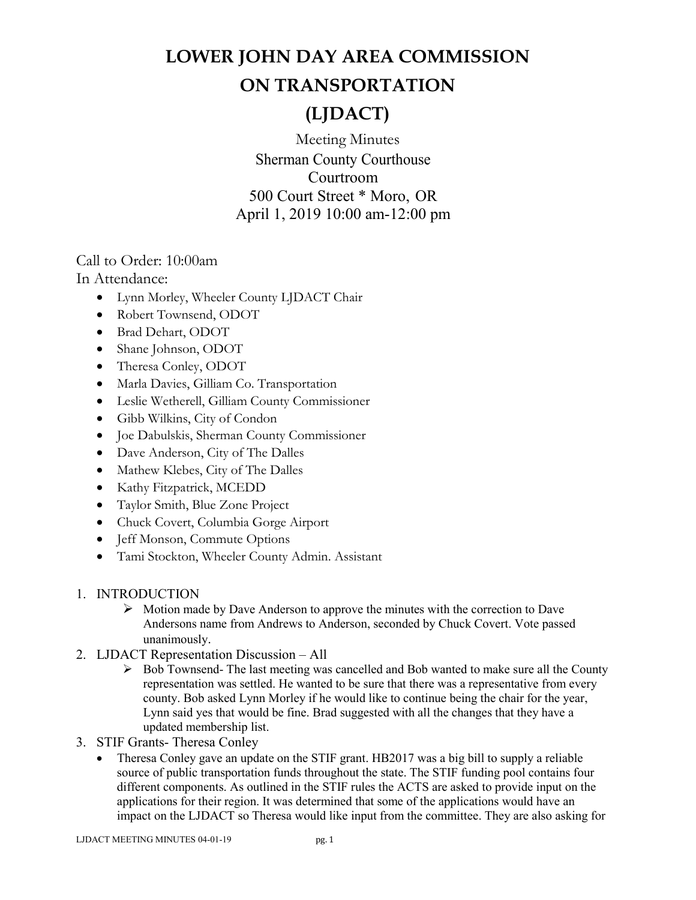# LOWER JOHN DAY AREA COMMISSION ON TRANSPORTATION (LJDACT)

Meeting Minutes

Sherman County Courthouse
Courtroom
500 Court Street * Moro, OR
April 1, 2019 10:00 am-12:00 pm

Call to Order: 10:00am

In Attendance:

- Lynn Morley, Wheeler County LJDACT Chair
- Robert Townsend, ODOT
- Brad Dehart, ODOT
- Shane Johnson, ODOT
- Theresa Conley, ODOT
- Marla Davies, Gilliam Co. Transportation
- Leslie Wetherell, Gilliam County Commissioner
- Gibb Wilkins, City of Condon
- Joe Dabulskis, Sherman County Commissioner
- Dave Anderson, City of The Dalles
- Mathew Klebes, City of The Dalles
- Kathy Fitzpatrick, MCEDD
- Taylor Smith, Blue Zone Project
- Chuck Covert, Columbia Gorge Airport
- Jeff Monson, Commute Options
- Tami Stockton, Wheeler County Admin. Assistant

1. INTRODUCTION
   - Motion made by Dave Anderson to approve the minutes with the correction to Dave Andersons name from Andrews to Anderson, seconded by Chuck Covert. Vote passed unanimously.
2. LJDACT Representation Discussion – All
   - Bob Townsend- The last meeting was cancelled and Bob wanted to make sure all the County representation was settled. He wanted to be sure that there was a representative from every county. Bob asked Lynn Morley if he would like to continue being the chair for the year, Lynn said yes that would be fine. Brad suggested with all the changes that they have a updated membership list.
3. STIF Grants- Theresa Conley
   - Theresa Conley gave an update on the STIF grant. HB2017 was a big bill to supply a reliable source of public transportation funds throughout the state. The STIF funding pool contains four different components. As outlined in the STIF rules the ACTS are asked to provide input on the applications for their region. It was determined that some of the applications would have an impact on the LJDACT so Theresa would like input from the committee. They are also asking for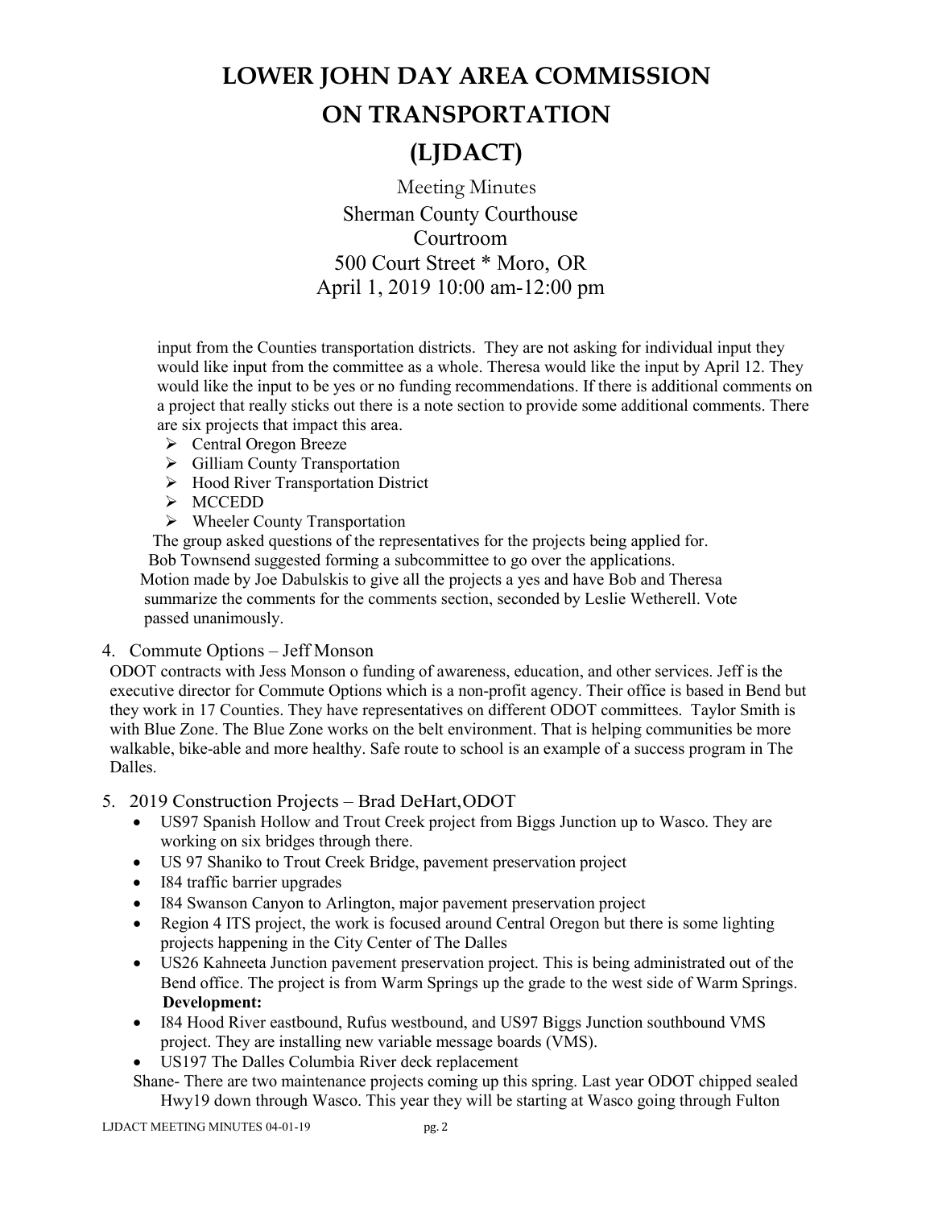# LOWER JOHN DAY AREA COMMISSION ON TRANSPORTATION (LJDACT)

Meeting Minutes
Sherman County Courthouse
Courtroom
500 Court Street * Moro, OR
April 1, 2019 10:00 am-12:00 pm

input from the Counties transportation districts. They are not asking for individual input they would like input from the committee as a whole. Theresa would like the input by April 12. They would like the input to be yes or no funding recommendations. If there is additional comments on a project that really sticks out there is a note section to provide some additional comments. There are six projects that impact this area.

- Central Oregon Breeze
- Gilliam County Transportation
- Hood River Transportation District
- MCCEDD
- Wheeler County Transportation

The group asked questions of the representatives for the projects being applied for.
Bob Townsend suggested forming a subcommittee to go over the applications.
Motion made by Joe Dabulskis to give all the projects a yes and have Bob and Theresa summarize the comments for the comments section, seconded by Leslie Wetherell. Vote passed unanimously.

4. Commute Options – Jeff Monson

ODOT contracts with Jess Monson o funding of awareness, education, and other services. Jeff is the executive director for Commute Options which is a non-profit agency. Their office is based in Bend but they work in 17 Counties. They have representatives on different ODOT committees. Taylor Smith is with Blue Zone. The Blue Zone works on the belt environment. That is helping communities be more walkable, bike-able and more healthy. Safe route to school is an example of a success program in The Dalles.

5. 2019 Construction Projects – Brad DeHart, ODOT

- US97 Spanish Hollow and Trout Creek project from Biggs Junction up to Wasco. They are working on six bridges through there.
- US 97 Shaniko to Trout Creek Bridge, pavement preservation project
- I84 traffic barrier upgrades
- I84 Swanson Canyon to Arlington, major pavement preservation project
- Region 4 ITS project, the work is focused around Central Oregon but there is some lighting projects happening in the City Center of The Dalles
- US26 Kahneeta Junction pavement preservation project. This is being administrated out of the Bend office. The project is from Warm Springs up the grade to the west side of Warm Springs.

**Development:**

- I84 Hood River eastbound, Rufus westbound, and US97 Biggs Junction southbound VMS project. They are installing new variable message boards (VMS).
- US197 The Dalles Columbia River deck replacement

Shane- There are two maintenance projects coming up this spring. Last year ODOT chipped sealed Hwy19 down through Wasco. This year they will be starting at Wasco going through Fulton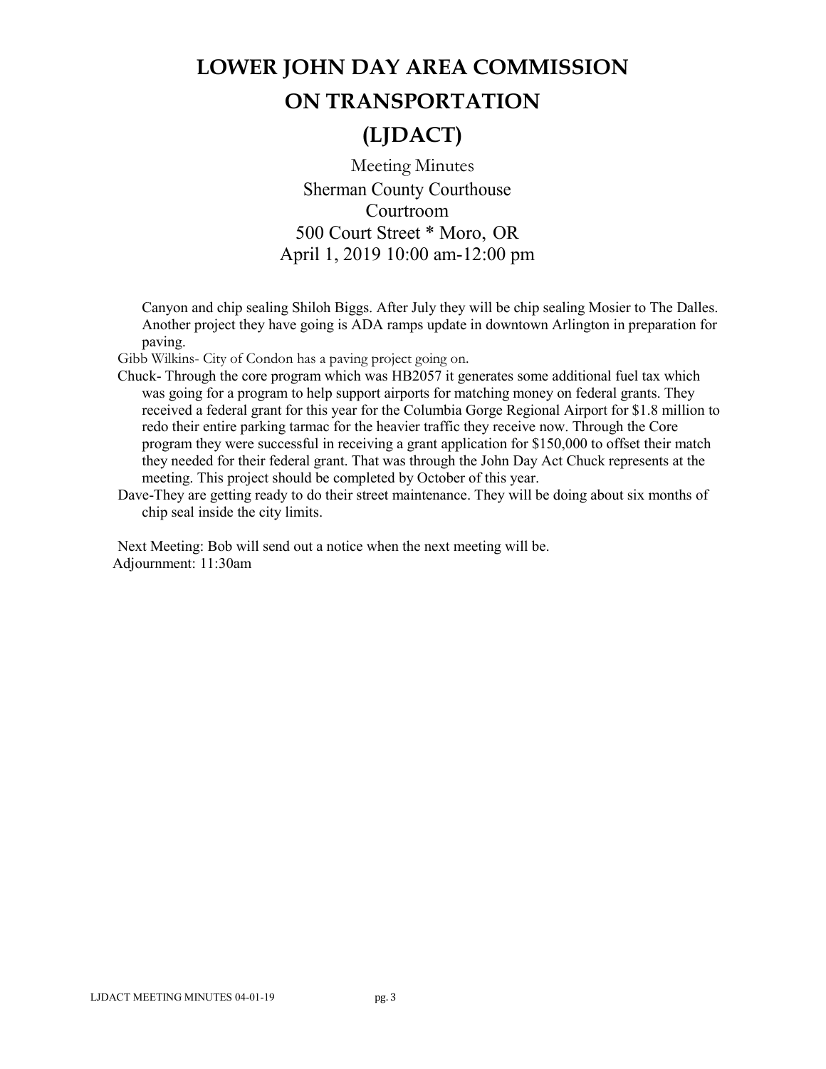# LOWER JOHN DAY AREA COMMISSION ON TRANSPORTATION (LJDACT)

Meeting Minutes

Sherman County Courthouse

Courtroom

500 Court Street * Moro, OR

April 1, 2019 10:00 am-12:00 pm

Canyon and chip sealing Shiloh Biggs. After July they will be chip sealing Mosier to The Dalles. Another project they have going is ADA ramps update in downtown Arlington in preparation for paving.

Gibb Wilkins- City of Condon has a paving project going on.

Chuck- Through the core program which was HB2057 it generates some additional fuel tax which was going for a program to help support airports for matching money on federal grants. They received a federal grant for this year for the Columbia Gorge Regional Airport for $1.8 million to redo their entire parking tarmac for the heavier traffic they receive now. Through the Core program they were successful in receiving a grant application for $150,000 to offset their match they needed for their federal grant. That was through the John Day Act Chuck represents at the meeting. This project should be completed by October of this year.

Dave-They are getting ready to do their street maintenance. They will be doing about six months of chip seal inside the city limits.

Next Meeting: Bob will send out a notice when the next meeting will be.

Adjournment: 11:30am